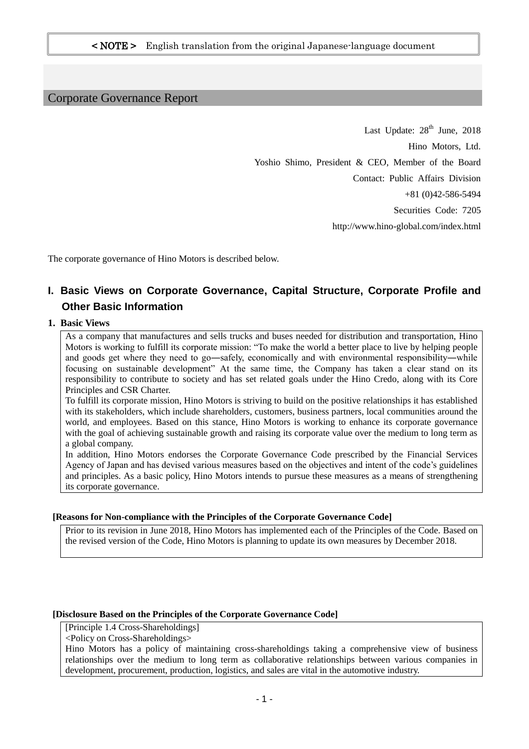< NOTE > English translation from the original Japanese-language document

# Corporate Governance Report

Last Update: 28th June, 2018

Hino Motors, Ltd.

Yoshio Shimo, President & CEO, Member of the Board

Contact: Public Affairs Division

+81 (0)42-586-5494

Securities Code: 7205

http://www.hino-global.com/index.html

The corporate governance of Hino Motors is described below.

## I. Basic Views on Corporate Governance, Capital Structure, Corporate Profile and Other Basic Information

### 1. Basic Views

As a company that manufactures and sells trucks and buses needed for distribution and transportation, Hino Motors is working to fulfill its corporate mission: "To make the world a better place to live by helping people and goods get where they need to go―safely, economically and with environmental responsibility―while focusing on sustainable development" At the same time, the Company has taken a clear stand on its responsibility to contribute to society and has set related goals under the Hino Credo, along with its Core Principles and CSR Charter.

To fulfill its corporate mission, Hino Motors is striving to build on the positive relationships it has established with its stakeholders, which include shareholders, customers, business partners, local communities around the world, and employees. Based on this stance, Hino Motors is working to enhance its corporate governance with the goal of achieving sustainable growth and raising its corporate value over the medium to long term as a global company.

In addition, Hino Motors endorses the Corporate Governance Code prescribed by the Financial Services Agency of Japan and has devised various measures based on the objectives and intent of the code's guidelines and principles. As a basic policy, Hino Motors intends to pursue these measures as a means of strengthening its corporate governance.

**[Reasons for Non-compliance with the Principles of the Corporate Governance Code]**

Prior to its revision in June 2018, Hino Motors has implemented each of the Principles of the Code. Based on the revised version of the Code, Hino Motors is planning to update its own measures by December 2018.

**[Disclosure Based on the Principles of the Corporate Governance Code]**

[Principle 1.4 Cross-Shareholdings]

<Policy on Cross-Shareholdings>

Hino Motors has a policy of maintaining cross-shareholdings taking a comprehensive view of business relationships over the medium to long term as collaborative relationships between various companies in development, procurement, production, logistics, and sales are vital in the automotive industry.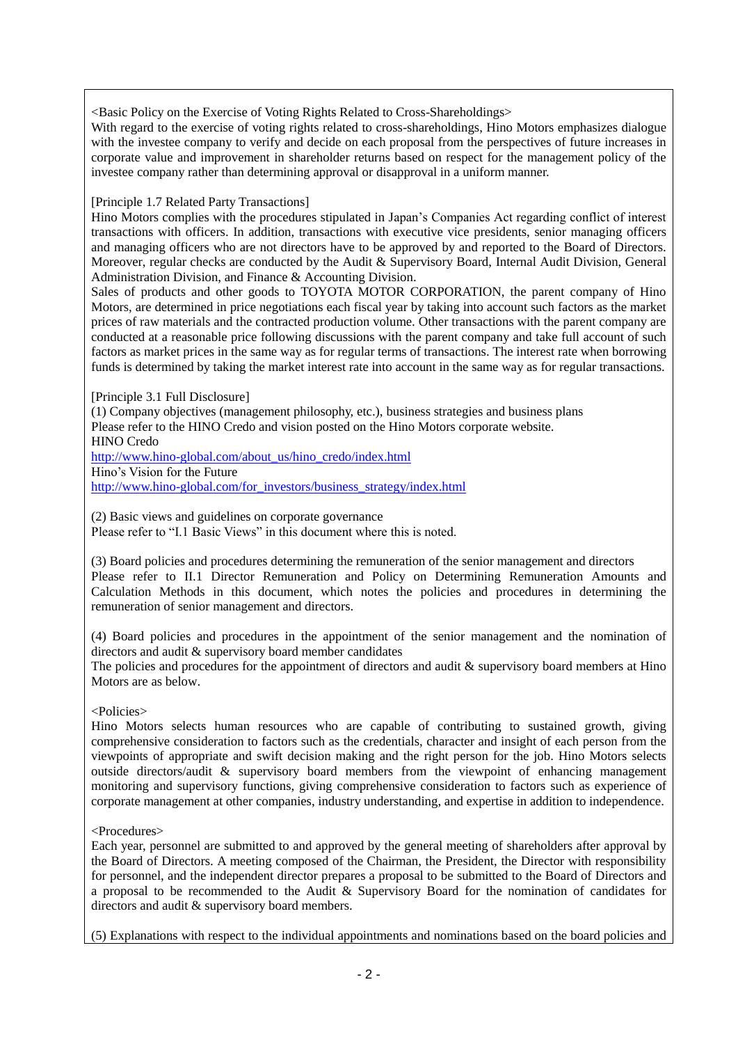<Basic Policy on the Exercise of Voting Rights Related to Cross-Shareholdings>
With regard to the exercise of voting rights related to cross-shareholdings, Hino Motors emphasizes dialogue with the investee company to verify and decide on each proposal from the perspectives of future increases in corporate value and improvement in shareholder returns based on respect for the management policy of the investee company rather than determining approval or disapproval in a uniform manner.

[Principle 1.7 Related Party Transactions]
Hino Motors complies with the procedures stipulated in Japan's Companies Act regarding conflict of interest transactions with officers. In addition, transactions with executive vice presidents, senior managing officers and managing officers who are not directors have to be approved by and reported to the Board of Directors. Moreover, regular checks are conducted by the Audit & Supervisory Board, Internal Audit Division, General Administration Division, and Finance & Accounting Division.
Sales of products and other goods to TOYOTA MOTOR CORPORATION, the parent company of Hino Motors, are determined in price negotiations each fiscal year by taking into account such factors as the market prices of raw materials and the contracted production volume. Other transactions with the parent company are conducted at a reasonable price following discussions with the parent company and take full account of such factors as market prices in the same way as for regular terms of transactions. The interest rate when borrowing funds is determined by taking the market interest rate into account in the same way as for regular transactions.

[Principle 3.1 Full Disclosure]
(1) Company objectives (management philosophy, etc.), business strategies and business plans
Please refer to the HINO Credo and vision posted on the Hino Motors corporate website.
HINO Credo
http://www.hino-global.com/about_us/hino_credo/index.html
Hino's Vision for the Future
http://www.hino-global.com/for_investors/business_strategy/index.html

(2) Basic views and guidelines on corporate governance
Please refer to "I.1 Basic Views" in this document where this is noted.

(3) Board policies and procedures determining the remuneration of the senior management and directors
Please refer to II.1 Director Remuneration and Policy on Determining Remuneration Amounts and Calculation Methods in this document, which notes the policies and procedures in determining the remuneration of senior management and directors.

(4) Board policies and procedures in the appointment of the senior management and the nomination of directors and audit & supervisory board member candidates
The policies and procedures for the appointment of directors and audit & supervisory board members at Hino Motors are as below.

<Policies>
Hino Motors selects human resources who are capable of contributing to sustained growth, giving comprehensive consideration to factors such as the credentials, character and insight of each person from the viewpoints of appropriate and swift decision making and the right person for the job. Hino Motors selects outside directors/audit & supervisory board members from the viewpoint of enhancing management monitoring and supervisory functions, giving comprehensive consideration to factors such as experience of corporate management at other companies, industry understanding, and expertise in addition to independence.

<Procedures>
Each year, personnel are submitted to and approved by the general meeting of shareholders after approval by the Board of Directors. A meeting composed of the Chairman, the President, the Director with responsibility for personnel, and the independent director prepares a proposal to be submitted to the Board of Directors and a proposal to be recommended to the Audit & Supervisory Board for the nomination of candidates for directors and audit & supervisory board members.

(5) Explanations with respect to the individual appointments and nominations based on the board policies and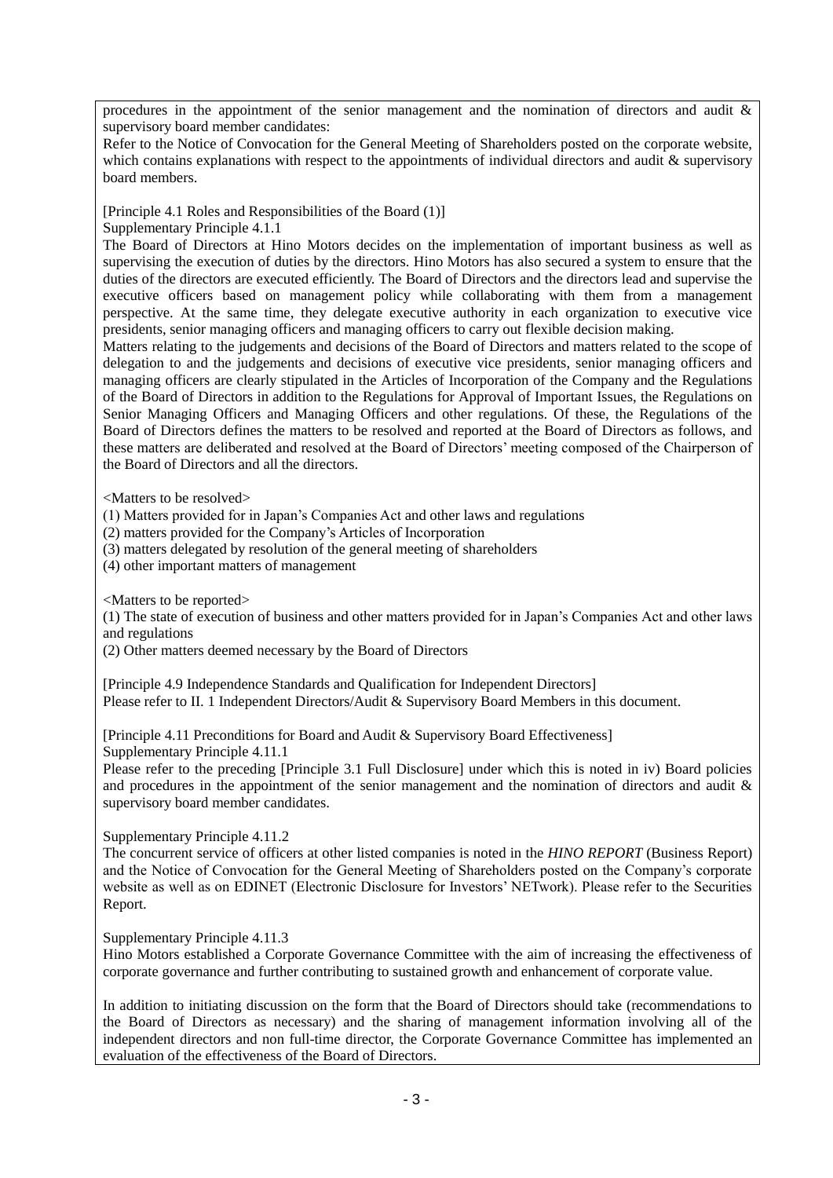procedures in the appointment of the senior management and the nomination of directors and audit & supervisory board member candidates:

Refer to the Notice of Convocation for the General Meeting of Shareholders posted on the corporate website, which contains explanations with respect to the appointments of individual directors and audit & supervisory board members.

[Principle 4.1 Roles and Responsibilities of the Board (1)]

Supplementary Principle 4.1.1

The Board of Directors at Hino Motors decides on the implementation of important business as well as supervising the execution of duties by the directors. Hino Motors has also secured a system to ensure that the duties of the directors are executed efficiently. The Board of Directors and the directors lead and supervise the executive officers based on management policy while collaborating with them from a management perspective. At the same time, they delegate executive authority in each organization to executive vice presidents, senior managing officers and managing officers to carry out flexible decision making.

Matters relating to the judgements and decisions of the Board of Directors and matters related to the scope of delegation to and the judgements and decisions of executive vice presidents, senior managing officers and managing officers are clearly stipulated in the Articles of Incorporation of the Company and the Regulations of the Board of Directors in addition to the Regulations for Approval of Important Issues, the Regulations on Senior Managing Officers and Managing Officers and other regulations. Of these, the Regulations of the Board of Directors defines the matters to be resolved and reported at the Board of Directors as follows, and these matters are deliberated and resolved at the Board of Directors' meeting composed of the Chairperson of the Board of Directors and all the directors.

<Matters to be resolved>

(1) Matters provided for in Japan's Companies Act and other laws and regulations
(2) matters provided for the Company's Articles of Incorporation
(3) matters delegated by resolution of the general meeting of shareholders
(4) other important matters of management

<Matters to be reported>

(1) The state of execution of business and other matters provided for in Japan's Companies Act and other laws and regulations
(2) Other matters deemed necessary by the Board of Directors

[Principle 4.9 Independence Standards and Qualification for Independent Directors]

Please refer to II. 1 Independent Directors/Audit & Supervisory Board Members in this document.

[Principle 4.11 Preconditions for Board and Audit & Supervisory Board Effectiveness]

Supplementary Principle 4.11.1

Please refer to the preceding [Principle 3.1 Full Disclosure] under which this is noted in iv) Board policies and procedures in the appointment of the senior management and the nomination of directors and audit & supervisory board member candidates.

Supplementary Principle 4.11.2

The concurrent service of officers at other listed companies is noted in the *HINO REPORT* (Business Report) and the Notice of Convocation for the General Meeting of Shareholders posted on the Company's corporate website as well as on EDINET (Electronic Disclosure for Investors' NETwork). Please refer to the Securities Report.

Supplementary Principle 4.11.3

Hino Motors established a Corporate Governance Committee with the aim of increasing the effectiveness of corporate governance and further contributing to sustained growth and enhancement of corporate value.

In addition to initiating discussion on the form that the Board of Directors should take (recommendations to the Board of Directors as necessary) and the sharing of management information involving all of the independent directors and non full-time director, the Corporate Governance Committee has implemented an evaluation of the effectiveness of the Board of Directors.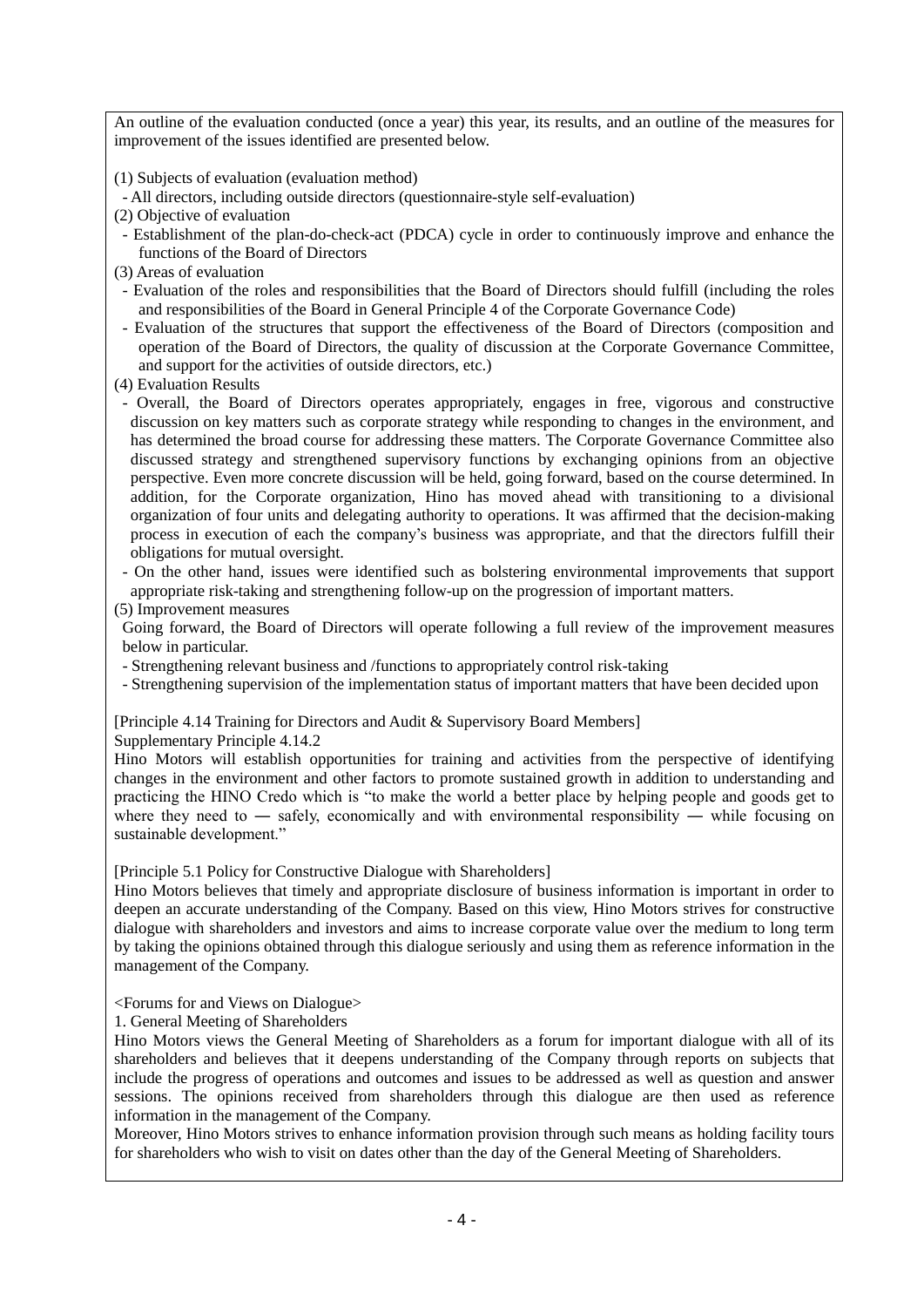An outline of the evaluation conducted (once a year) this year, its results, and an outline of the measures for improvement of the issues identified are presented below.

(1) Subjects of evaluation (evaluation method)
- All directors, including outside directors (questionnaire-style self-evaluation)

(2) Objective of evaluation
- Establishment of the plan-do-check-act (PDCA) cycle in order to continuously improve and enhance the functions of the Board of Directors

(3) Areas of evaluation
- Evaluation of the roles and responsibilities that the Board of Directors should fulfill (including the roles and responsibilities of the Board in General Principle 4 of the Corporate Governance Code)
- Evaluation of the structures that support the effectiveness of the Board of Directors (composition and operation of the Board of Directors, the quality of discussion at the Corporate Governance Committee, and support for the activities of outside directors, etc.)

(4) Evaluation Results
- Overall, the Board of Directors operates appropriately, engages in free, vigorous and constructive discussion on key matters such as corporate strategy while responding to changes in the environment, and has determined the broad course for addressing these matters. The Corporate Governance Committee also discussed strategy and strengthened supervisory functions by exchanging opinions from an objective perspective. Even more concrete discussion will be held, going forward, based on the course determined. In addition, for the Corporate organization, Hino has moved ahead with transitioning to a divisional organization of four units and delegating authority to operations. It was affirmed that the decision-making process in execution of each the company's business was appropriate, and that the directors fulfill their obligations for mutual oversight.
- On the other hand, issues were identified such as bolstering environmental improvements that support appropriate risk-taking and strengthening follow-up on the progression of important matters.

(5) Improvement measures

Going forward, the Board of Directors will operate following a full review of the improvement measures below in particular.
- Strengthening relevant business and /functions to appropriately control risk-taking
- Strengthening supervision of the implementation status of important matters that have been decided upon

[Principle 4.14 Training for Directors and Audit & Supervisory Board Members]

Supplementary Principle 4.14.2

Hino Motors will establish opportunities for training and activities from the perspective of identifying changes in the environment and other factors to promote sustained growth in addition to understanding and practicing the HINO Credo which is "to make the world a better place by helping people and goods get to where they need to ― safely, economically and with environmental responsibility ― while focusing on sustainable development."

[Principle 5.1 Policy for Constructive Dialogue with Shareholders]

Hino Motors believes that timely and appropriate disclosure of business information is important in order to deepen an accurate understanding of the Company. Based on this view, Hino Motors strives for constructive dialogue with shareholders and investors and aims to increase corporate value over the medium to long term by taking the opinions obtained through this dialogue seriously and using them as reference information in the management of the Company.

<Forums for and Views on Dialogue>

1. General Meeting of Shareholders

Hino Motors views the General Meeting of Shareholders as a forum for important dialogue with all of its shareholders and believes that it deepens understanding of the Company through reports on subjects that include the progress of operations and outcomes and issues to be addressed as well as question and answer sessions. The opinions received from shareholders through this dialogue are then used as reference information in the management of the Company.

Moreover, Hino Motors strives to enhance information provision through such means as holding facility tours for shareholders who wish to visit on dates other than the day of the General Meeting of Shareholders.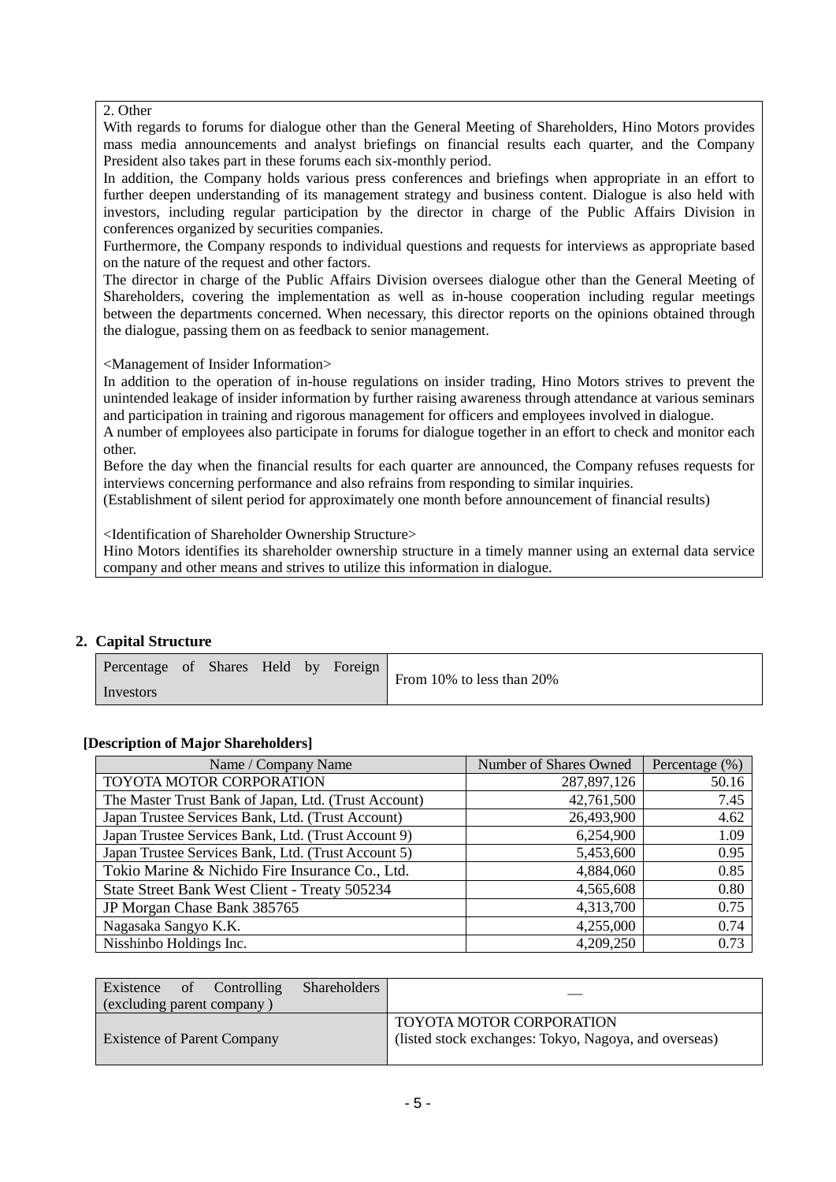2. Other

With regards to forums for dialogue other than the General Meeting of Shareholders, Hino Motors provides mass media announcements and analyst briefings on financial results each quarter, and the Company President also takes part in these forums each six-monthly period.

In addition, the Company holds various press conferences and briefings when appropriate in an effort to further deepen understanding of its management strategy and business content. Dialogue is also held with investors, including regular participation by the director in charge of the Public Affairs Division in conferences organized by securities companies.

Furthermore, the Company responds to individual questions and requests for interviews as appropriate based on the nature of the request and other factors.

The director in charge of the Public Affairs Division oversees dialogue other than the General Meeting of Shareholders, covering the implementation as well as in-house cooperation including regular meetings between the departments concerned. When necessary, this director reports on the opinions obtained through the dialogue, passing them on as feedback to senior management.

<Management of Insider Information>

In addition to the operation of in-house regulations on insider trading, Hino Motors strives to prevent the unintended leakage of insider information by further raising awareness through attendance at various seminars and participation in training and rigorous management for officers and employees involved in dialogue.

A number of employees also participate in forums for dialogue together in an effort to check and monitor each other.

Before the day when the financial results for each quarter are announced, the Company refuses requests for interviews concerning performance and also refrains from responding to similar inquiries.

(Establishment of silent period for approximately one month before announcement of financial results)

<Identification of Shareholder Ownership Structure>

Hino Motors identifies its shareholder ownership structure in a timely manner using an external data service company and other means and strives to utilize this information in dialogue.

## 2. Capital Structure

| Percentage of Shares Held by Foreign Investors | From 10% to less than 20% |
|---|---|

**[Description of Major Shareholders]**

| Name / Company Name | Number of Shares Owned | Percentage (%) |
|---|---|---|
| TOYOTA MOTOR CORPORATION | 287,897,126 | 50.16 |
| The Master Trust Bank of Japan, Ltd. (Trust Account) | 42,761,500 | 7.45 |
| Japan Trustee Services Bank, Ltd. (Trust Account) | 26,493,900 | 4.62 |
| Japan Trustee Services Bank, Ltd. (Trust Account 9) | 6,254,900 | 1.09 |
| Japan Trustee Services Bank, Ltd. (Trust Account 5) | 5,453,600 | 0.95 |
| Tokio Marine & Nichido Fire Insurance Co., Ltd. | 4,884,060 | 0.85 |
| State Street Bank West Client - Treaty 505234 | 4,565,608 | 0.80 |
| JP Morgan Chase Bank 385765 | 4,313,700 | 0.75 |
| Nagasaka Sangyo K.K. | 4,255,000 | 0.74 |
| Nisshinbo Holdings Inc. | 4,209,250 | 0.73 |

| Existence of Controlling Shareholders (excluding parent company ) | — |
|---|---|
| Existence of Parent Company | TOYOTA MOTOR CORPORATION (listed stock exchanges: Tokyo, Nagoya, and overseas) |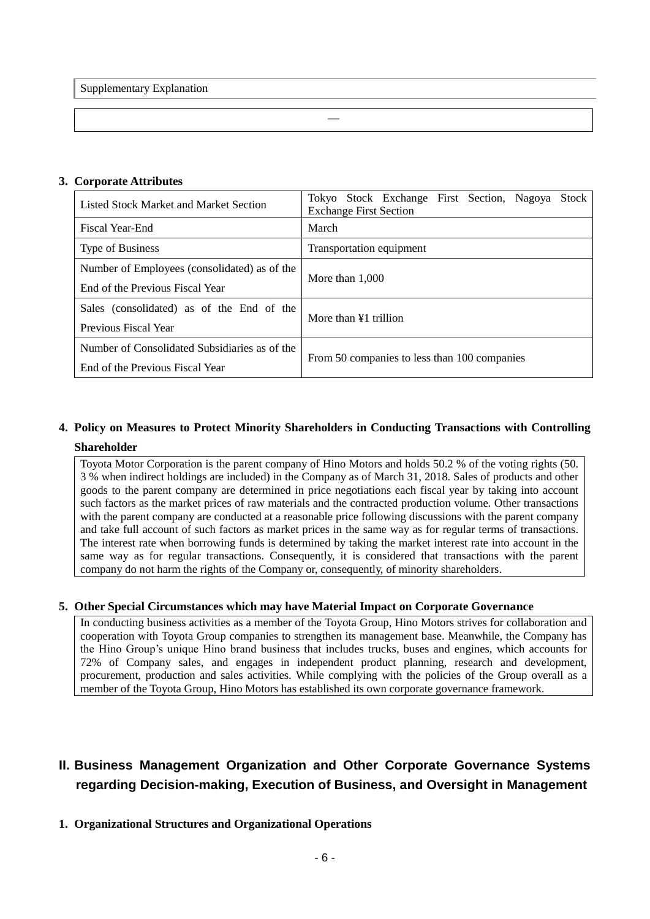Supplementary Explanation

| — |
|---|

### 3. Corporate Attributes

| Listed Stock Market and Market Section | Tokyo Stock Exchange First Section, Nagoya Stock Exchange First Section |
|---|---|
| Fiscal Year-End | March |
| Type of Business | Transportation equipment |
| Number of Employees (consolidated) as of the End of the Previous Fiscal Year | More than 1,000 |
| Sales (consolidated) as of the End of the Previous Fiscal Year | More than ¥1 trillion |
| Number of Consolidated Subsidiaries as of the End of the Previous Fiscal Year | From 50 companies to less than 100 companies |

### 4. Policy on Measures to Protect Minority Shareholders in Conducting Transactions with Controlling Shareholder

Toyota Motor Corporation is the parent company of Hino Motors and holds 50.2 % of the voting rights (50.3 % when indirect holdings are included) in the Company as of March 31, 2018. Sales of products and other goods to the parent company are determined in price negotiations each fiscal year by taking into account such factors as the market prices of raw materials and the contracted production volume. Other transactions with the parent company are conducted at a reasonable price following discussions with the parent company and take full account of such factors as market prices in the same way as for regular terms of transactions. The interest rate when borrowing funds is determined by taking the market interest rate into account in the same way as for regular transactions. Consequently, it is considered that transactions with the parent company do not harm the rights of the Company or, consequently, of minority shareholders.

### 5. Other Special Circumstances which may have Material Impact on Corporate Governance

In conducting business activities as a member of the Toyota Group, Hino Motors strives for collaboration and cooperation with Toyota Group companies to strengthen its management base. Meanwhile, the Company has the Hino Group's unique Hino brand business that includes trucks, buses and engines, which accounts for 72% of Company sales, and engages in independent product planning, research and development, procurement, production and sales activities. While complying with the policies of the Group overall as a member of the Toyota Group, Hino Motors has established its own corporate governance framework.

## II. Business Management Organization and Other Corporate Governance Systems regarding Decision-making, Execution of Business, and Oversight in Management

### 1. Organizational Structures and Organizational Operations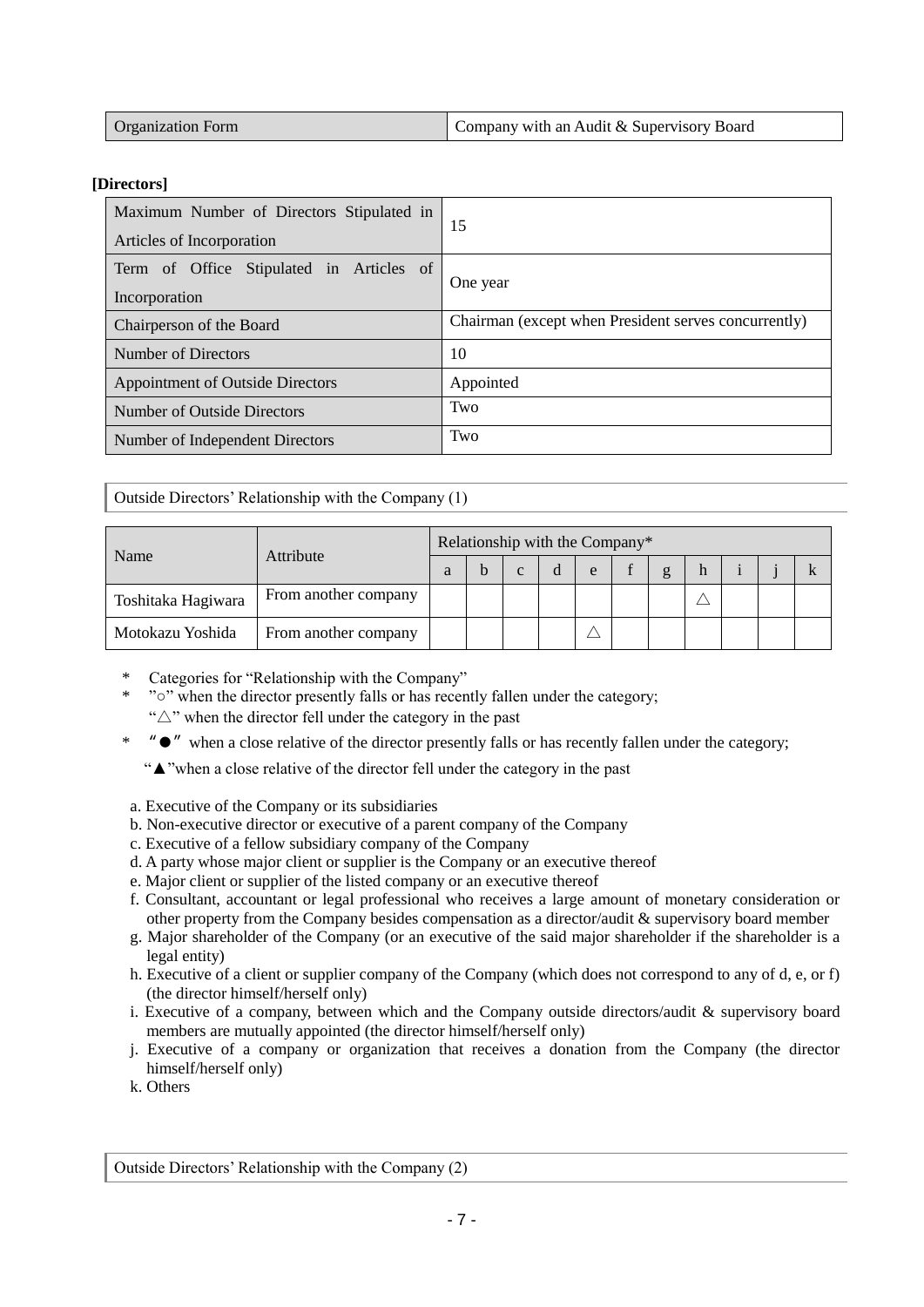| Organization Form | Company with an Audit & Supervisory Board |
|---|---|

**[Directors]**

| Maximum Number of Directors Stipulated in Articles of Incorporation | 15 |
|---|---|
| Term of Office Stipulated in Articles of Incorporation | One year |
| Chairperson of the Board | Chairman (except when President serves concurrently) |
| Number of Directors | 10 |
| Appointment of Outside Directors | Appointed |
| Number of Outside Directors | Two |
| Number of Independent Directors | Two |

Outside Directors' Relationship with the Company (1)

| Name | Attribute | Relationship with the Company* | | | | | | | | | | |
|---|---|---|---|---|---|---|---|---|---|---|---|---|
| | | a | b | c | d | e | f | g | h | i | j | k |
| Toshitaka Hagiwara | From another company | | | | | | | | △ | | | |
| Motokazu Yoshida | From another company | | | | | △ | | | | | | |

\* Categories for "Relationship with the Company"

\* "○" when the director presently falls or has recently fallen under the category;
"△" when the director fell under the category in the past

\* "●" when a close relative of the director presently falls or has recently fallen under the category;
"▲"when a close relative of the director fell under the category in the past

a. Executive of the Company or its subsidiaries
b. Non-executive director or executive of a parent company of the Company
c. Executive of a fellow subsidiary company of the Company
d. A party whose major client or supplier is the Company or an executive thereof
e. Major client or supplier of the listed company or an executive thereof
f. Consultant, accountant or legal professional who receives a large amount of monetary consideration or other property from the Company besides compensation as a director/audit & supervisory board member
g. Major shareholder of the Company (or an executive of the said major shareholder if the shareholder is a legal entity)
h. Executive of a client or supplier company of the Company (which does not correspond to any of d, e, or f) (the director himself/herself only)
i. Executive of a company, between which and the Company outside directors/audit & supervisory board members are mutually appointed (the director himself/herself only)
j. Executive of a company or organization that receives a donation from the Company (the director himself/herself only)
k. Others

Outside Directors' Relationship with the Company (2)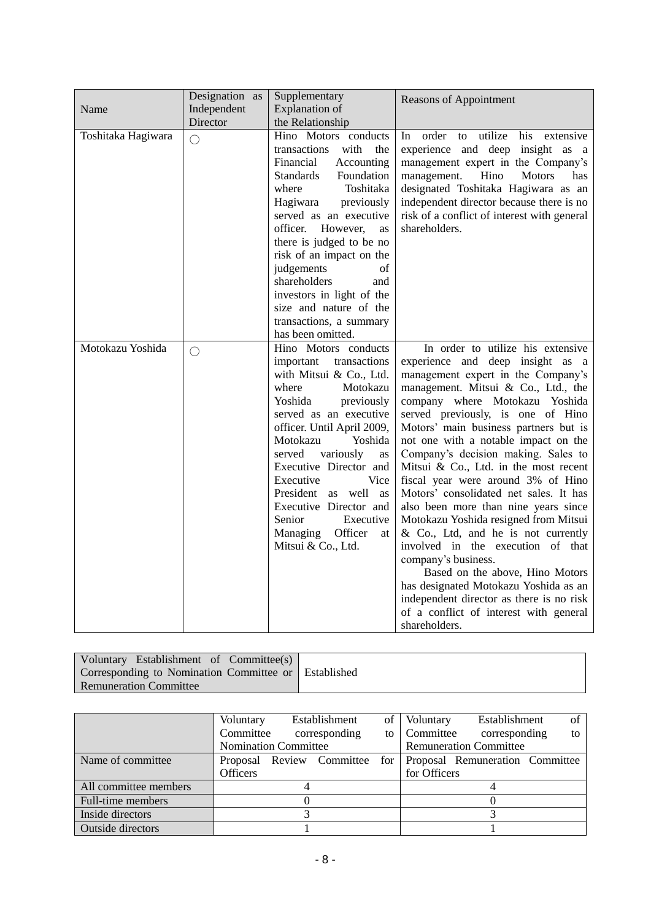| Name | Designation as Independent Director | Supplementary Explanation of the Relationship | Reasons of Appointment |
|---|---|---|---|
| Toshitaka Hagiwara | ○ | Hino Motors conducts transactions with the Financial Accounting Standards Foundation where Toshitaka Hagiwara previously served as an executive officer. However, as there is judged to be no risk of an impact on the judgements of shareholders and investors in light of the size and nature of the transactions, a summary has been omitted. | In order to utilize his extensive experience and deep insight as a management expert in the Company's management. Hino Motors has designated Toshitaka Hagiwara as an independent director because there is no risk of a conflict of interest with general shareholders. |
| Motokazu Yoshida | ○ | Hino Motors conducts important transactions with Mitsui & Co., Ltd. where Motokazu Yoshida previously served as an executive officer. Until April 2009, Motokazu Yoshida served variously as Executive Director and Executive Vice President as well as Executive Director and Senior Executive Managing Officer at Mitsui & Co., Ltd. | In order to utilize his extensive experience and deep insight as a management expert in the Company's management. Mitsui & Co., Ltd., the company where Motokazu Yoshida served previously, is one of Hino Motors' main business partners but is not one with a notable impact on the Company's decision making. Sales to Mitsui & Co., Ltd. in the most recent fiscal year were around 3% of Hino Motors' consolidated net sales. It has also been more than nine years since Motokazu Yoshida resigned from Mitsui & Co., Ltd, and he is not currently involved in the execution of that company's business.<br>Based on the above, Hino Motors has designated Motokazu Yoshida as an independent director as there is no risk of a conflict of interest with general shareholders. |

| Voluntary Establishment of Committee(s) Corresponding to Nomination Committee or Remuneration Committee | Established |
|---|---|

| | Voluntary Establishment of Committee corresponding to Nomination Committee | Voluntary Establishment of Committee corresponding to Remuneration Committee |
|---|---|---|
| Name of committee | Proposal Review Committee for Officers | Proposal Remuneration Committee for Officers |
| All committee members | 4 | 4 |
| Full-time members | 0 | 0 |
| Inside directors | 3 | 3 |
| Outside directors | 1 | 1 |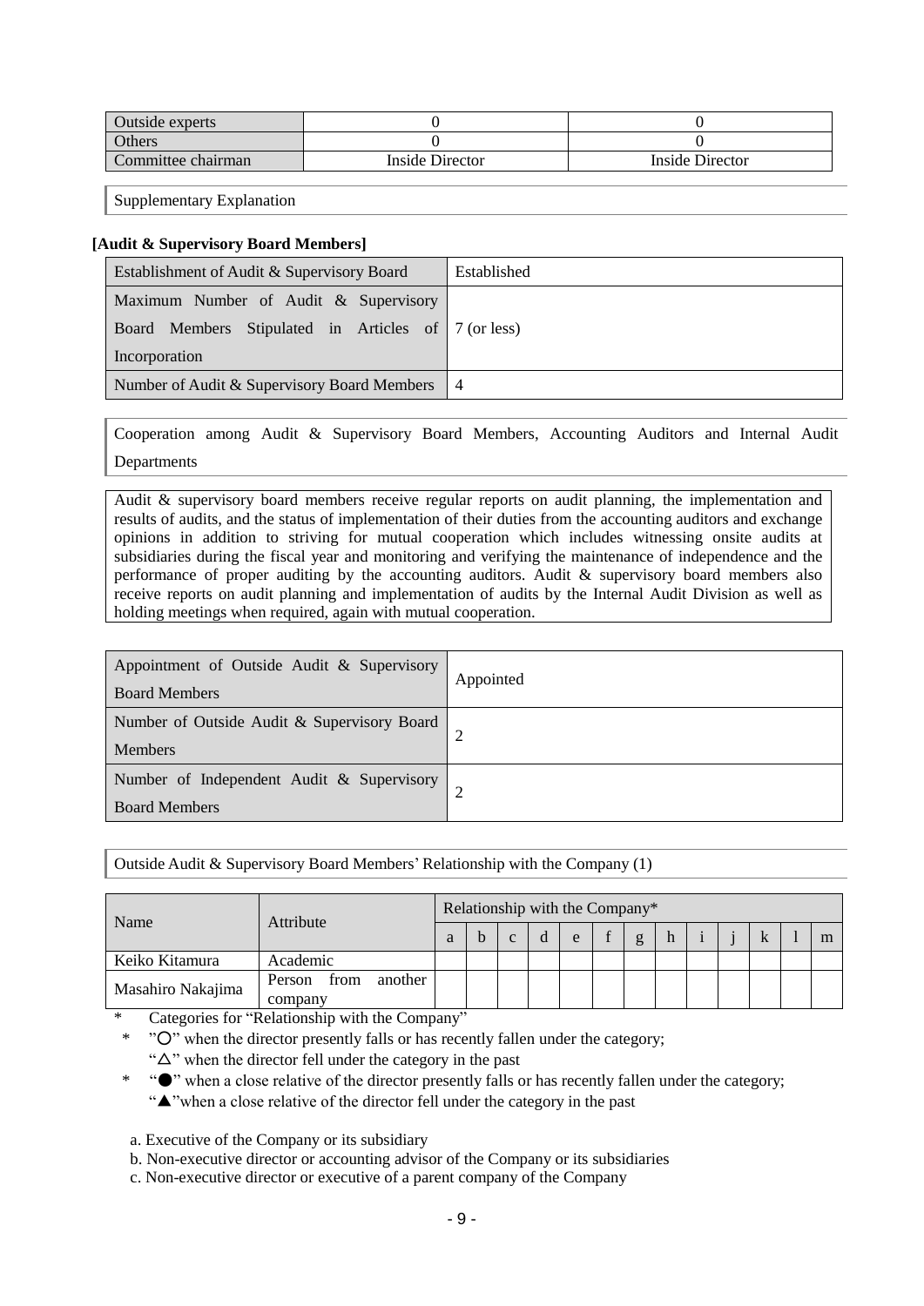| Outside experts | 0 | 0 |
|---|---|---|
| Others | 0 | 0 |
| Committee chairman | Inside Director | Inside Director |

Supplementary Explanation

**[Audit & Supervisory Board Members]**

| Establishment of Audit & Supervisory Board | Established |
|---|---|
| Maximum Number of Audit & Supervisory Board Members Stipulated in Articles of Incorporation | 7 (or less) |
| Number of Audit & Supervisory Board Members | 4 |

Cooperation among Audit & Supervisory Board Members, Accounting Auditors and Internal Audit Departments

Audit & supervisory board members receive regular reports on audit planning, the implementation and results of audits, and the status of implementation of their duties from the accounting auditors and exchange opinions in addition to striving for mutual cooperation which includes witnessing onsite audits at subsidiaries during the fiscal year and monitoring and verifying the maintenance of independence and the performance of proper auditing by the accounting auditors. Audit & supervisory board members also receive reports on audit planning and implementation of audits by the Internal Audit Division as well as holding meetings when required, again with mutual cooperation.

| Appointment of Outside Audit & Supervisory Board Members | Appointed |
|---|---|
| Number of Outside Audit & Supervisory Board Members | 2 |
| Number of Independent Audit & Supervisory Board Members | 2 |

Outside Audit & Supervisory Board Members' Relationship with the Company (1)

| Name | Attribute | Relationship with the Company* | | | | | | | | | | | | |
|---|---|---|---|---|---|---|---|---|---|---|---|---|---|---|
| | | a | b | c | d | e | f | g | h | i | j | k | l | m |
| Keiko Kitamura | Academic | | | | | | | | | | | | | |
| Masahiro Nakajima | Person from another company | | | | | | | | | | | | | |

\* Categories for "Relationship with the Company"

\* "○" when the director presently falls or has recently fallen under the category;
"△" when the director fell under the category in the past

\* "●" when a close relative of the director presently falls or has recently fallen under the category;
"▲"when a close relative of the director fell under the category in the past

a. Executive of the Company or its subsidiary
b. Non-executive director or accounting advisor of the Company or its subsidiaries
c. Non-executive director or executive of a parent company of the Company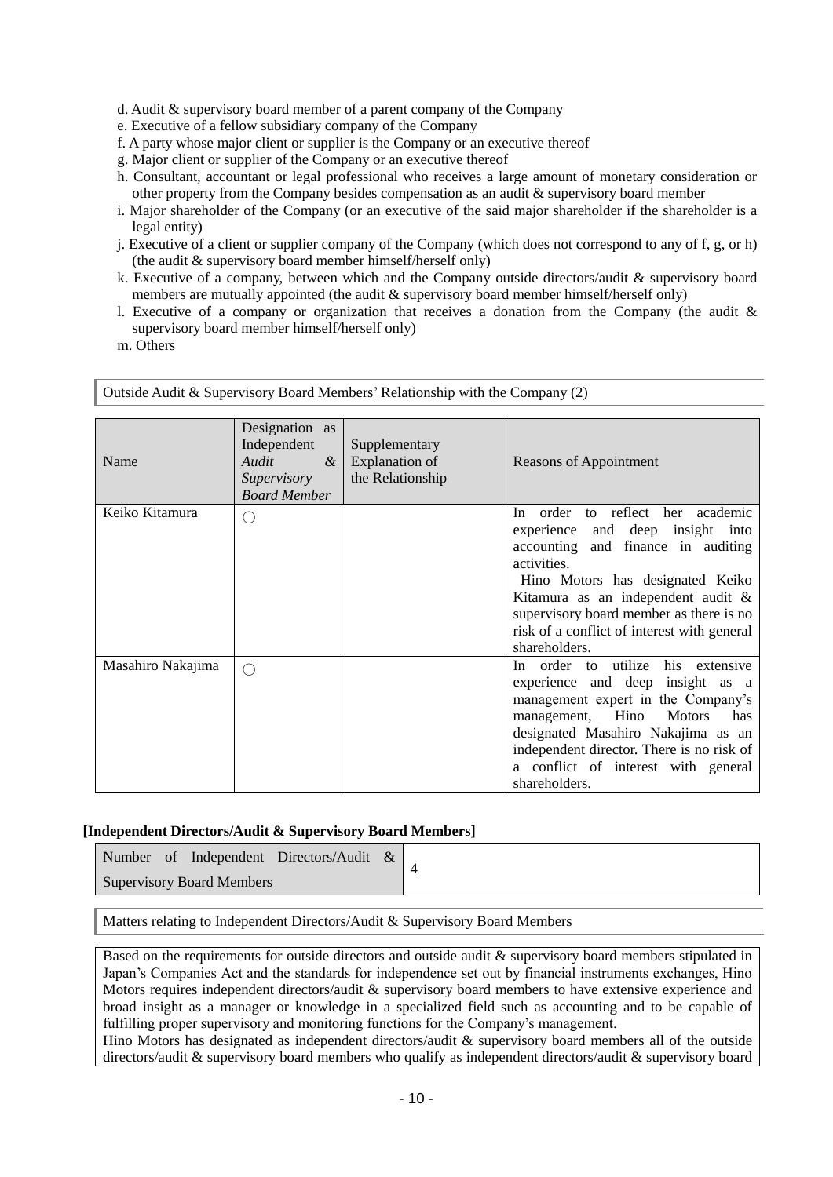d. Audit & supervisory board member of a parent company of the Company
e. Executive of a fellow subsidiary company of the Company
f. A party whose major client or supplier is the Company or an executive thereof
g. Major client or supplier of the Company or an executive thereof
h. Consultant, accountant or legal professional who receives a large amount of monetary consideration or other property from the Company besides compensation as an audit & supervisory board member
i. Major shareholder of the Company (or an executive of the said major shareholder if the shareholder is a legal entity)
j. Executive of a client or supplier company of the Company (which does not correspond to any of f, g, or h) (the audit & supervisory board member himself/herself only)
k. Executive of a company, between which and the Company outside directors/audit & supervisory board members are mutually appointed (the audit & supervisory board member himself/herself only)
l. Executive of a company or organization that receives a donation from the Company (the audit & supervisory board member himself/herself only)
m. Others

Outside Audit & Supervisory Board Members' Relationship with the Company (2)

| Name | Designation as Independent *Audit & Supervisory Board Member* | Supplementary Explanation of the Relationship | Reasons of Appointment |
|---|---|---|---|
| Keiko Kitamura | ○ | | In order to reflect her academic experience and deep insight into accounting and finance in auditing activities. Hino Motors has designated Keiko Kitamura as an independent audit & supervisory board member as there is no risk of a conflict of interest with general shareholders. |
| Masahiro Nakajima | ○ | | In order to utilize his extensive experience and deep insight as a management expert in the Company's management, Hino Motors has designated Masahiro Nakajima as an independent director. There is no risk of a conflict of interest with general shareholders. |

**[Independent Directors/Audit & Supervisory Board Members]**

| Number of Independent Directors/Audit & Supervisory Board Members | 4 |
|---|---|

Matters relating to Independent Directors/Audit & Supervisory Board Members

Based on the requirements for outside directors and outside audit & supervisory board members stipulated in Japan's Companies Act and the standards for independence set out by financial instruments exchanges, Hino Motors requires independent directors/audit & supervisory board members to have extensive experience and broad insight as a manager or knowledge in a specialized field such as accounting and to be capable of fulfilling proper supervisory and monitoring functions for the Company's management.
Hino Motors has designated as independent directors/audit & supervisory board members all of the outside directors/audit & supervisory board members who qualify as independent directors/audit & supervisory board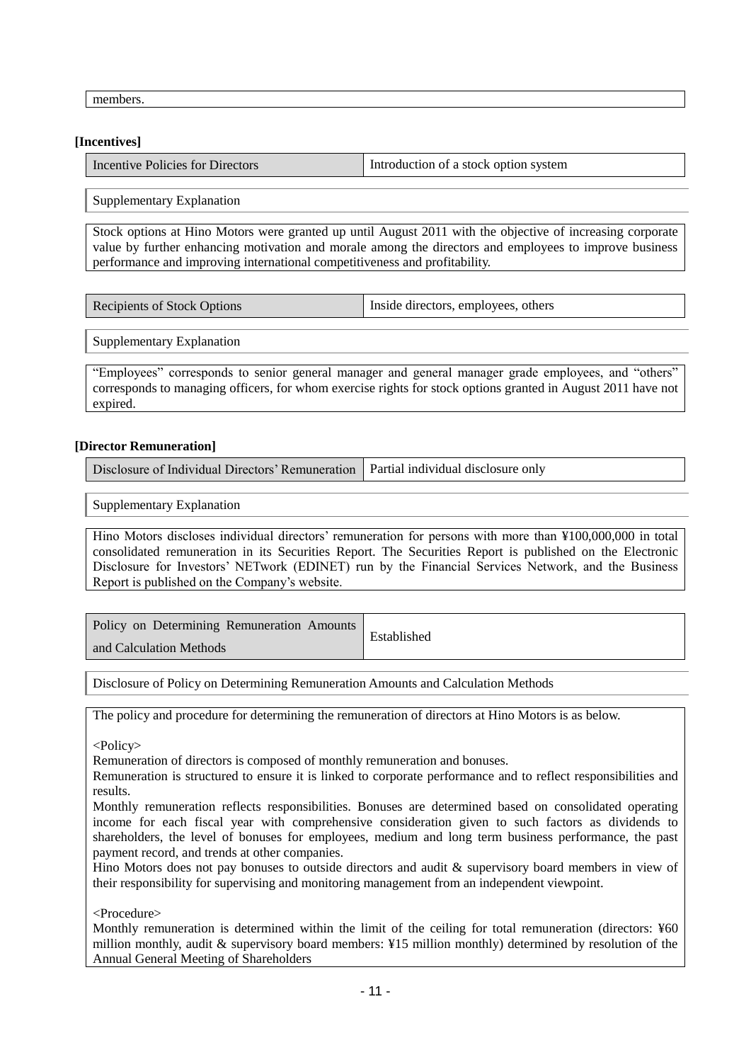members.

**[Incentives]**

| Incentive Policies for Directors | Introduction of a stock option system |
|---|---|

Supplementary Explanation

Stock options at Hino Motors were granted up until August 2011 with the objective of increasing corporate value by further enhancing motivation and morale among the directors and employees to improve business performance and improving international competitiveness and profitability.

| Recipients of Stock Options | Inside directors, employees, others |
|---|---|

Supplementary Explanation

"Employees" corresponds to senior general manager and general manager grade employees, and "others" corresponds to managing officers, for whom exercise rights for stock options granted in August 2011 have not expired.

**[Director Remuneration]**

| Disclosure of Individual Directors' Remuneration | Partial individual disclosure only |
|---|---|

Supplementary Explanation

Hino Motors discloses individual directors' remuneration for persons with more than ¥100,000,000 in total consolidated remuneration in its Securities Report. The Securities Report is published on the Electronic Disclosure for Investors' NETwork (EDINET) run by the Financial Services Network, and the Business Report is published on the Company's website.

| Policy on Determining Remuneration Amounts and Calculation Methods | Established |
|---|---|

Disclosure of Policy on Determining Remuneration Amounts and Calculation Methods

The policy and procedure for determining the remuneration of directors at Hino Motors is as below.

<Policy>

Remuneration of directors is composed of monthly remuneration and bonuses.

Remuneration is structured to ensure it is linked to corporate performance and to reflect responsibilities and results.

Monthly remuneration reflects responsibilities. Bonuses are determined based on consolidated operating income for each fiscal year with comprehensive consideration given to such factors as dividends to shareholders, the level of bonuses for employees, medium and long term business performance, the past payment record, and trends at other companies.

Hino Motors does not pay bonuses to outside directors and audit & supervisory board members in view of their responsibility for supervising and monitoring management from an independent viewpoint.

<Procedure>

Monthly remuneration is determined within the limit of the ceiling for total remuneration (directors: ¥60 million monthly, audit & supervisory board members: ¥15 million monthly) determined by resolution of the Annual General Meeting of Shareholders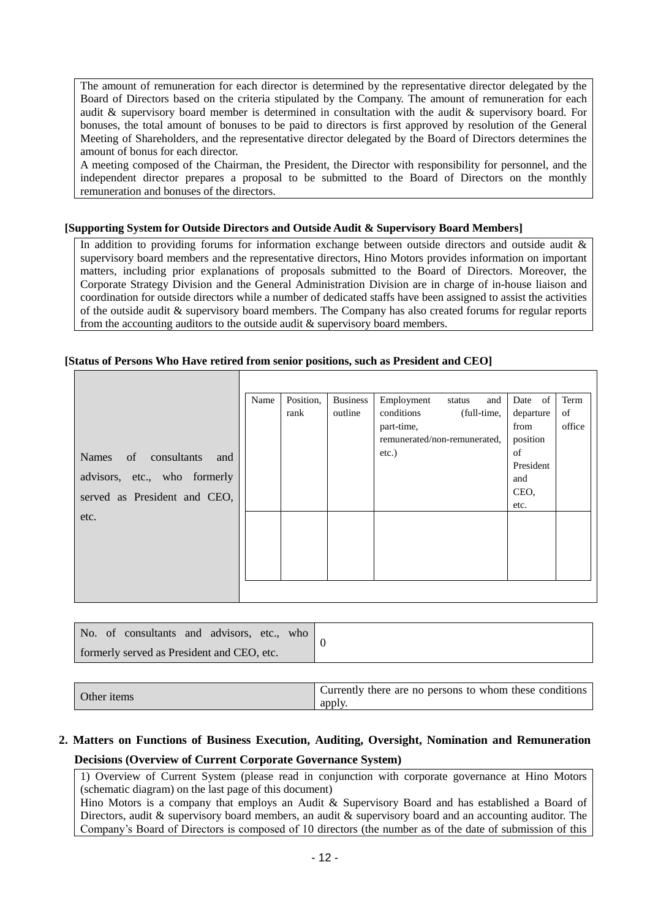The amount of remuneration for each director is determined by the representative director delegated by the Board of Directors based on the criteria stipulated by the Company. The amount of remuneration for each audit & supervisory board member is determined in consultation with the audit & supervisory board. For bonuses, the total amount of bonuses to be paid to directors is first approved by resolution of the General Meeting of Shareholders, and the representative director delegated by the Board of Directors determines the amount of bonus for each director.
A meeting composed of the Chairman, the President, the Director with responsibility for personnel, and the independent director prepares a proposal to be submitted to the Board of Directors on the monthly remuneration and bonuses of the directors.

**[Supporting System for Outside Directors and Outside Audit & Supervisory Board Members]**

In addition to providing forums for information exchange between outside directors and outside audit & supervisory board members and the representative directors, Hino Motors provides information on important matters, including prior explanations of proposals submitted to the Board of Directors. Moreover, the Corporate Strategy Division and the General Administration Division are in charge of in-house liaison and coordination for outside directors while a number of dedicated staffs have been assigned to assist the activities of the outside audit & supervisory board members. The Company has also created forums for regular reports from the accounting auditors to the outside audit & supervisory board members.

**[Status of Persons Who Have retired from senior positions, such as President and CEO]**

Names of consultants and advisors, etc., who formerly served as President and CEO, etc.

| Name | Position, rank | Business outline | Employment status and conditions (full-time, part-time, remunerated/non-remunerated, etc.) | Date of departure from position of President and CEO, etc. | Term of office |
|---|---|---|---|---|---|
| | | | | | |

| No. of consultants and advisors, etc., who formerly served as President and CEO, etc. | 0 |
|---|---|

| Other items | Currently there are no persons to whom these conditions apply. |
|---|---|

## 2. Matters on Functions of Business Execution, Auditing, Oversight, Nomination and Remuneration Decisions (Overview of Current Corporate Governance System)

1) Overview of Current System (please read in conjunction with corporate governance at Hino Motors (schematic diagram) on the last page of this document)
Hino Motors is a company that employs an Audit & Supervisory Board and has established a Board of Directors, audit & supervisory board members, an audit & supervisory board and an accounting auditor. The Company's Board of Directors is composed of 10 directors (the number as of the date of submission of this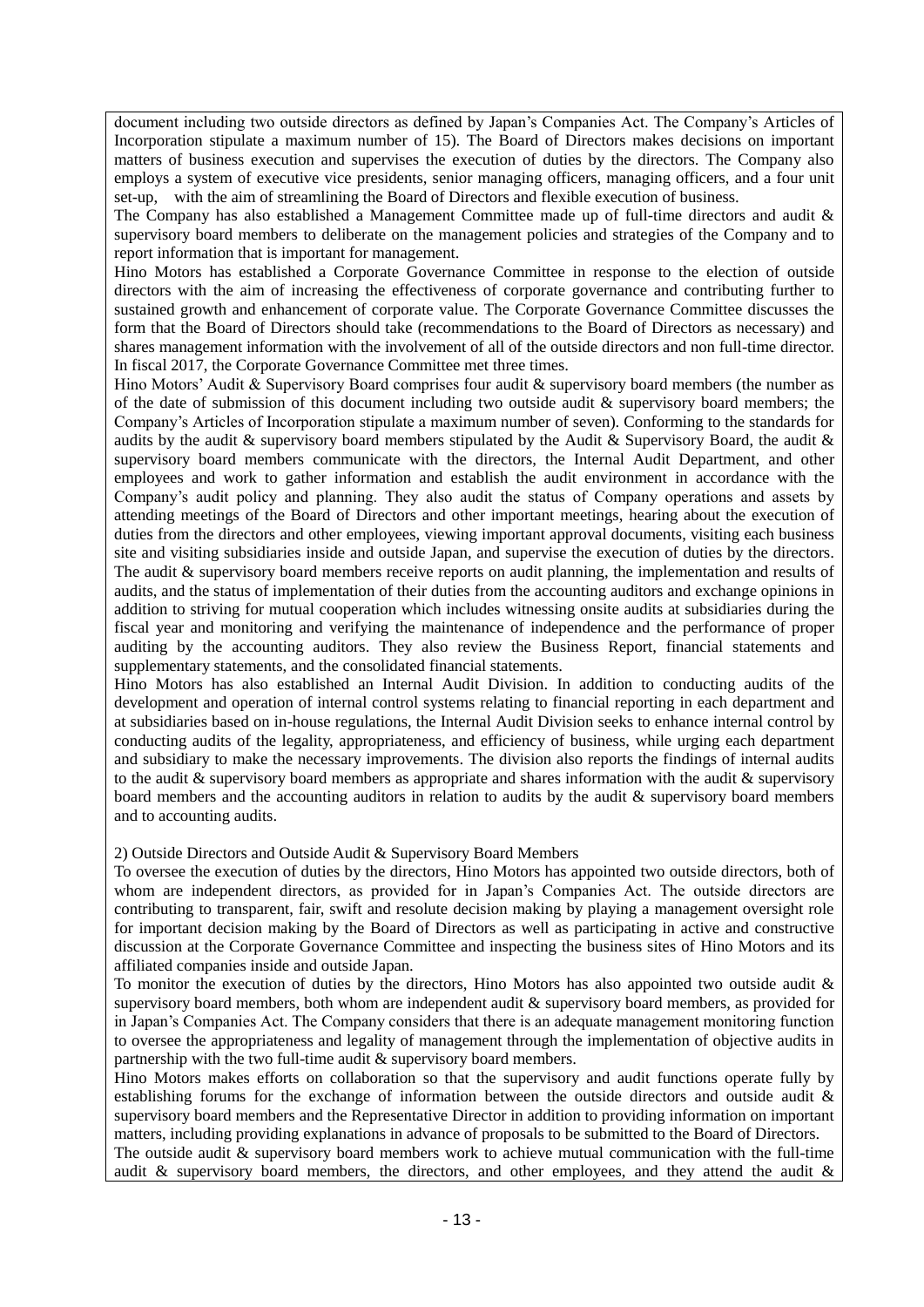document including two outside directors as defined by Japan's Companies Act. The Company's Articles of Incorporation stipulate a maximum number of 15). The Board of Directors makes decisions on important matters of business execution and supervises the execution of duties by the directors. The Company also employs a system of executive vice presidents, senior managing officers, managing officers, and a four unit set-up, with the aim of streamlining the Board of Directors and flexible execution of business.

The Company has also established a Management Committee made up of full-time directors and audit & supervisory board members to deliberate on the management policies and strategies of the Company and to report information that is important for management.

Hino Motors has established a Corporate Governance Committee in response to the election of outside directors with the aim of increasing the effectiveness of corporate governance and contributing further to sustained growth and enhancement of corporate value. The Corporate Governance Committee discusses the form that the Board of Directors should take (recommendations to the Board of Directors as necessary) and shares management information with the involvement of all of the outside directors and non full-time director. In fiscal 2017, the Corporate Governance Committee met three times.

Hino Motors' Audit & Supervisory Board comprises four audit & supervisory board members (the number as of the date of submission of this document including two outside audit & supervisory board members; the Company's Articles of Incorporation stipulate a maximum number of seven). Conforming to the standards for audits by the audit & supervisory board members stipulated by the Audit & Supervisory Board, the audit & supervisory board members communicate with the directors, the Internal Audit Department, and other employees and work to gather information and establish the audit environment in accordance with the Company's audit policy and planning. They also audit the status of Company operations and assets by attending meetings of the Board of Directors and other important meetings, hearing about the execution of duties from the directors and other employees, viewing important approval documents, visiting each business site and visiting subsidiaries inside and outside Japan, and supervise the execution of duties by the directors. The audit & supervisory board members receive reports on audit planning, the implementation and results of audits, and the status of implementation of their duties from the accounting auditors and exchange opinions in addition to striving for mutual cooperation which includes witnessing onsite audits at subsidiaries during the fiscal year and monitoring and verifying the maintenance of independence and the performance of proper auditing by the accounting auditors. They also review the Business Report, financial statements and supplementary statements, and the consolidated financial statements.

Hino Motors has also established an Internal Audit Division. In addition to conducting audits of the development and operation of internal control systems relating to financial reporting in each department and at subsidiaries based on in-house regulations, the Internal Audit Division seeks to enhance internal control by conducting audits of the legality, appropriateness, and efficiency of business, while urging each department and subsidiary to make the necessary improvements. The division also reports the findings of internal audits to the audit & supervisory board members as appropriate and shares information with the audit & supervisory board members and the accounting auditors in relation to audits by the audit & supervisory board members and to accounting audits.

2) Outside Directors and Outside Audit & Supervisory Board Members

To oversee the execution of duties by the directors, Hino Motors has appointed two outside directors, both of whom are independent directors, as provided for in Japan's Companies Act. The outside directors are contributing to transparent, fair, swift and resolute decision making by playing a management oversight role for important decision making by the Board of Directors as well as participating in active and constructive discussion at the Corporate Governance Committee and inspecting the business sites of Hino Motors and its affiliated companies inside and outside Japan.

To monitor the execution of duties by the directors, Hino Motors has also appointed two outside audit & supervisory board members, both whom are independent audit & supervisory board members, as provided for in Japan's Companies Act. The Company considers that there is an adequate management monitoring function to oversee the appropriateness and legality of management through the implementation of objective audits in partnership with the two full-time audit & supervisory board members.

Hino Motors makes efforts on collaboration so that the supervisory and audit functions operate fully by establishing forums for the exchange of information between the outside directors and outside audit & supervisory board members and the Representative Director in addition to providing information on important matters, including providing explanations in advance of proposals to be submitted to the Board of Directors.

The outside audit & supervisory board members work to achieve mutual communication with the full-time audit & supervisory board members, the directors, and other employees, and they attend the audit &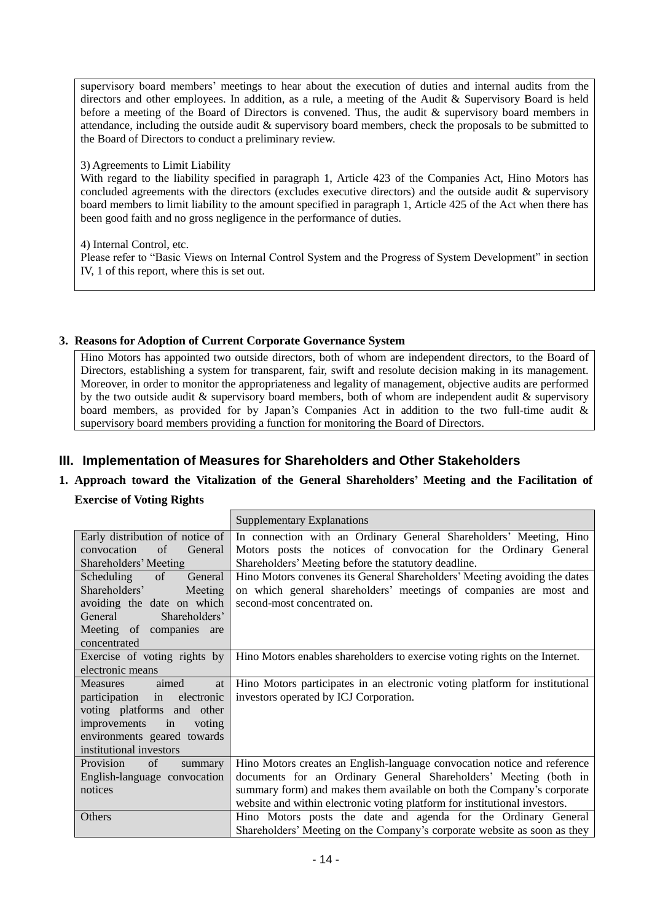supervisory board members' meetings to hear about the execution of duties and internal audits from the directors and other employees. In addition, as a rule, a meeting of the Audit & Supervisory Board is held before a meeting of the Board of Directors is convened. Thus, the audit & supervisory board members in attendance, including the outside audit & supervisory board members, check the proposals to be submitted to the Board of Directors to conduct a preliminary review.

3) Agreements to Limit Liability
With regard to the liability specified in paragraph 1, Article 423 of the Companies Act, Hino Motors has concluded agreements with the directors (excludes executive directors) and the outside audit & supervisory board members to limit liability to the amount specified in paragraph 1, Article 425 of the Act when there has been good faith and no gross negligence in the performance of duties.

4) Internal Control, etc.
Please refer to "Basic Views on Internal Control System and the Progress of System Development" in section IV, 1 of this report, where this is set out.

### 3. Reasons for Adoption of Current Corporate Governance System

Hino Motors has appointed two outside directors, both of whom are independent directors, to the Board of Directors, establishing a system for transparent, fair, swift and resolute decision making in its management. Moreover, in order to monitor the appropriateness and legality of management, objective audits are performed by the two outside audit & supervisory board members, both of whom are independent audit & supervisory board members, as provided for by Japan's Companies Act in addition to the two full-time audit & supervisory board members providing a function for monitoring the Board of Directors.

## III. Implementation of Measures for Shareholders and Other Stakeholders

### 1. Approach toward the Vitalization of the General Shareholders' Meeting and the Facilitation of Exercise of Voting Rights

| | Supplementary Explanations |
|---|---|
| Early distribution of notice of convocation of General Shareholders' Meeting | In connection with an Ordinary General Shareholders' Meeting, Hino Motors posts the notices of convocation for the Ordinary General Shareholders' Meeting before the statutory deadline. |
| Scheduling of General Shareholders' Meeting avoiding the date on which General Shareholders' Meeting of companies are concentrated | Hino Motors convenes its General Shareholders' Meeting avoiding the dates on which general shareholders' meetings of companies are most and second-most concentrated on. |
| Exercise of voting rights by electronic means | Hino Motors enables shareholders to exercise voting rights on the Internet. |
| Measures aimed at participation in electronic voting platforms and other improvements in voting environments geared towards institutional investors | Hino Motors participates in an electronic voting platform for institutional investors operated by ICJ Corporation. |
| Provision of summary English-language convocation notices | Hino Motors creates an English-language convocation notice and reference documents for an Ordinary General Shareholders' Meeting (both in summary form) and makes them available on both the Company's corporate website and within electronic voting platform for institutional investors. |
| Others | Hino Motors posts the date and agenda for the Ordinary General Shareholders' Meeting on the Company's corporate website as soon as they |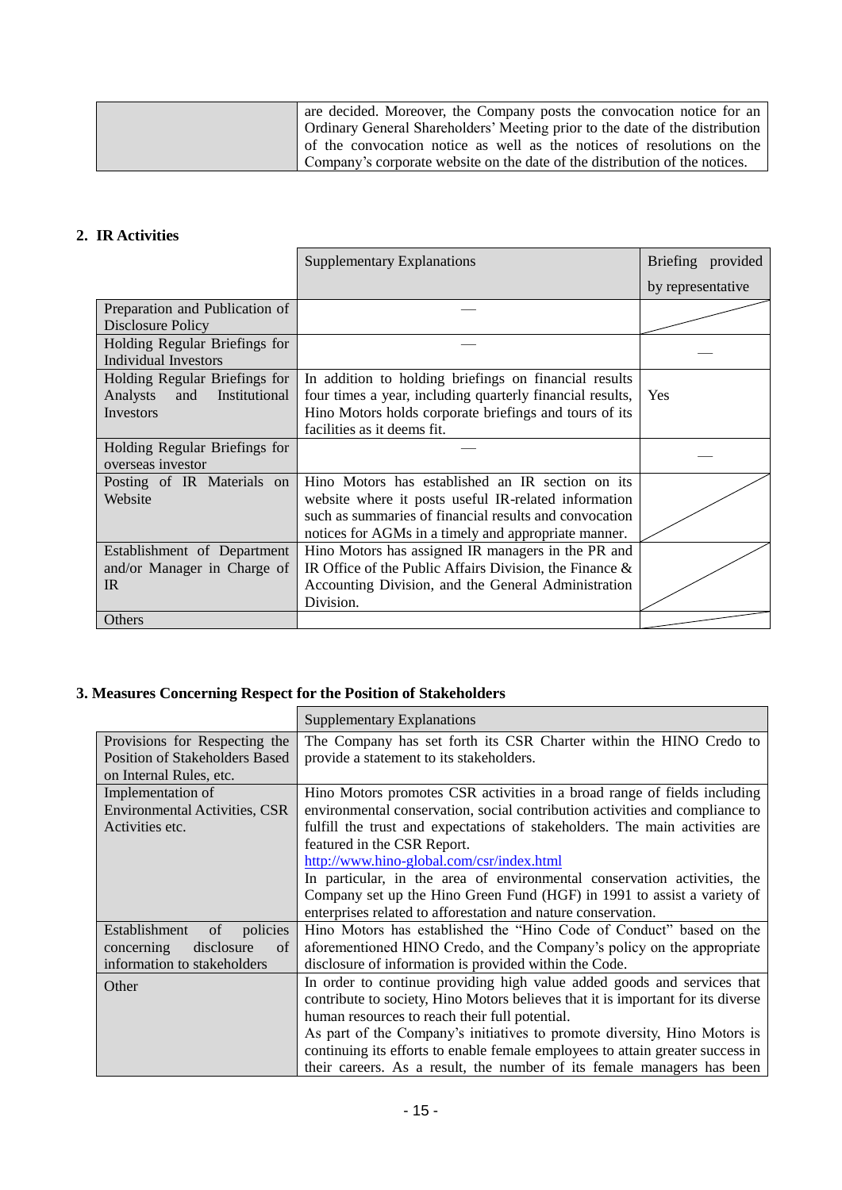| | |
|---|---|
| | are decided. Moreover, the Company posts the convocation notice for an Ordinary General Shareholders' Meeting prior to the date of the distribution of the convocation notice as well as the notices of resolutions on the Company's corporate website on the date of the distribution of the notices. |

## 2. IR Activities

| | Supplementary Explanations | Briefing provided by representative |
|---|---|---|
| Preparation and Publication of Disclosure Policy | — | |
| Holding Regular Briefings for Individual Investors | — | — |
| Holding Regular Briefings for Analysts and Institutional Investors | In addition to holding briefings on financial results four times a year, including quarterly financial results, Hino Motors holds corporate briefings and tours of its facilities as it deems fit. | Yes |
| Holding Regular Briefings for overseas investor | — | — |
| Posting of IR Materials on Website | Hino Motors has established an IR section on its website where it posts useful IR-related information such as summaries of financial results and convocation notices for AGMs in a timely and appropriate manner. | |
| Establishment of Department and/or Manager in Charge of IR | Hino Motors has assigned IR managers in the PR and IR Office of the Public Affairs Division, the Finance & Accounting Division, and the General Administration Division. | |
| Others | | |

## 3. Measures Concerning Respect for the Position of Stakeholders

| | Supplementary Explanations |
|---|---|
| Provisions for Respecting the Position of Stakeholders Based on Internal Rules, etc. | The Company has set forth its CSR Charter within the HINO Credo to provide a statement to its stakeholders. |
| Implementation of Environmental Activities, CSR Activities etc. | Hino Motors promotes CSR activities in a broad range of fields including environmental conservation, social contribution activities and compliance to fulfill the trust and expectations of stakeholders. The main activities are featured in the CSR Report.<br>http://www.hino-global.com/csr/index.html<br>In particular, in the area of environmental conservation activities, the Company set up the Hino Green Fund (HGF) in 1991 to assist a variety of enterprises related to afforestation and nature conservation. |
| Establishment of policies concerning disclosure of information to stakeholders | Hino Motors has established the "Hino Code of Conduct" based on the aforementioned HINO Credo, and the Company's policy on the appropriate disclosure of information is provided within the Code. |
| Other | In order to continue providing high value added goods and services that contribute to society, Hino Motors believes that it is important for its diverse human resources to reach their full potential.<br>As part of the Company's initiatives to promote diversity, Hino Motors is continuing its efforts to enable female employees to attain greater success in their careers. As a result, the number of its female managers has been |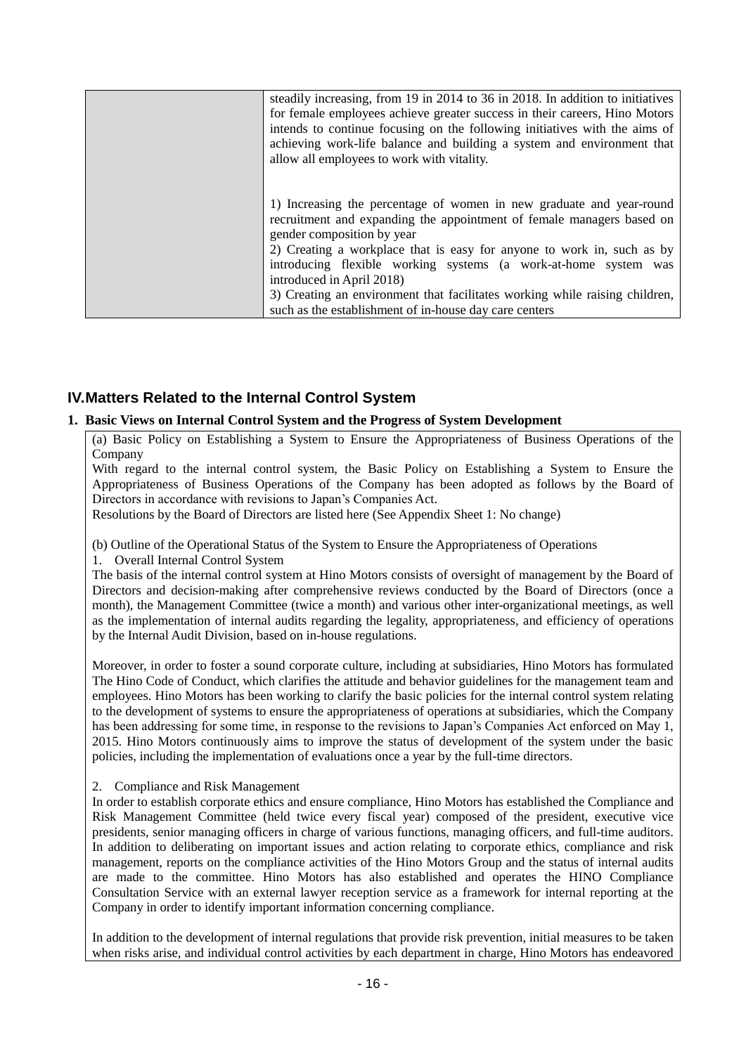| | steadily increasing, from 19 in 2014 to 36 in 2018. In addition to initiatives for female employees achieve greater success in their careers, Hino Motors intends to continue focusing on the following initiatives with the aims of achieving work-life balance and building a system and environment that allow all employees to work with vitality.<br><br>1) Increasing the percentage of women in new graduate and year-round recruitment and expanding the appointment of female managers based on gender composition by year<br>2) Creating a workplace that is easy for anyone to work in, such as by introducing flexible working systems (a work-at-home system was introduced in April 2018)<br>3) Creating an environment that facilitates working while raising children, such as the establishment of in-house day care centers |
|---|---|

## IV. Matters Related to the Internal Control System

### 1. Basic Views on Internal Control System and the Progress of System Development

(a) Basic Policy on Establishing a System to Ensure the Appropriateness of Business Operations of the Company

With regard to the internal control system, the Basic Policy on Establishing a System to Ensure the Appropriateness of Business Operations of the Company has been adopted as follows by the Board of Directors in accordance with revisions to Japan's Companies Act.

Resolutions by the Board of Directors are listed here (See Appendix Sheet 1: No change)

(b) Outline of the Operational Status of the System to Ensure the Appropriateness of Operations

1. Overall Internal Control System

The basis of the internal control system at Hino Motors consists of oversight of management by the Board of Directors and decision-making after comprehensive reviews conducted by the Board of Directors (once a month), the Management Committee (twice a month) and various other inter-organizational meetings, as well as the implementation of internal audits regarding the legality, appropriateness, and efficiency of operations by the Internal Audit Division, based on in-house regulations.

Moreover, in order to foster a sound corporate culture, including at subsidiaries, Hino Motors has formulated The Hino Code of Conduct, which clarifies the attitude and behavior guidelines for the management team and employees. Hino Motors has been working to clarify the basic policies for the internal control system relating to the development of systems to ensure the appropriateness of operations at subsidiaries, which the Company has been addressing for some time, in response to the revisions to Japan's Companies Act enforced on May 1, 2015. Hino Motors continuously aims to improve the status of development of the system under the basic policies, including the implementation of evaluations once a year by the full-time directors.

2. Compliance and Risk Management

In order to establish corporate ethics and ensure compliance, Hino Motors has established the Compliance and Risk Management Committee (held twice every fiscal year) composed of the president, executive vice presidents, senior managing officers in charge of various functions, managing officers, and full-time auditors. In addition to deliberating on important issues and action relating to corporate ethics, compliance and risk management, reports on the compliance activities of the Hino Motors Group and the status of internal audits are made to the committee. Hino Motors has also established and operates the HINO Compliance Consultation Service with an external lawyer reception service as a framework for internal reporting at the Company in order to identify important information concerning compliance.

In addition to the development of internal regulations that provide risk prevention, initial measures to be taken when risks arise, and individual control activities by each department in charge, Hino Motors has endeavored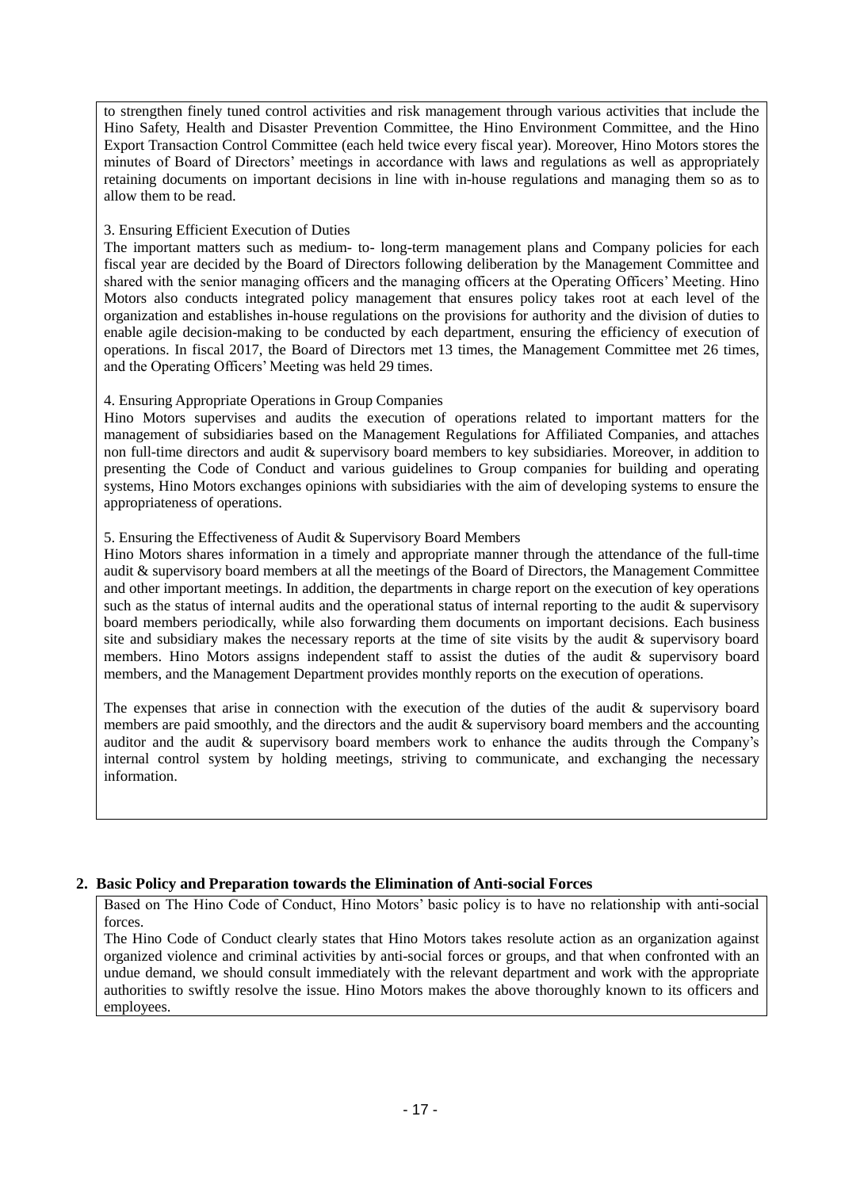to strengthen finely tuned control activities and risk management through various activities that include the Hino Safety, Health and Disaster Prevention Committee, the Hino Environment Committee, and the Hino Export Transaction Control Committee (each held twice every fiscal year). Moreover, Hino Motors stores the minutes of Board of Directors' meetings in accordance with laws and regulations as well as appropriately retaining documents on important decisions in line with in-house regulations and managing them so as to allow them to be read.

3. Ensuring Efficient Execution of Duties

The important matters such as medium- to- long-term management plans and Company policies for each fiscal year are decided by the Board of Directors following deliberation by the Management Committee and shared with the senior managing officers and the managing officers at the Operating Officers' Meeting. Hino Motors also conducts integrated policy management that ensures policy takes root at each level of the organization and establishes in-house regulations on the provisions for authority and the division of duties to enable agile decision-making to be conducted by each department, ensuring the efficiency of execution of operations. In fiscal 2017, the Board of Directors met 13 times, the Management Committee met 26 times, and the Operating Officers' Meeting was held 29 times.

4. Ensuring Appropriate Operations in Group Companies

Hino Motors supervises and audits the execution of operations related to important matters for the management of subsidiaries based on the Management Regulations for Affiliated Companies, and attaches non full-time directors and audit & supervisory board members to key subsidiaries. Moreover, in addition to presenting the Code of Conduct and various guidelines to Group companies for building and operating systems, Hino Motors exchanges opinions with subsidiaries with the aim of developing systems to ensure the appropriateness of operations.

5. Ensuring the Effectiveness of Audit & Supervisory Board Members

Hino Motors shares information in a timely and appropriate manner through the attendance of the full-time audit & supervisory board members at all the meetings of the Board of Directors, the Management Committee and other important meetings. In addition, the departments in charge report on the execution of key operations such as the status of internal audits and the operational status of internal reporting to the audit & supervisory board members periodically, while also forwarding them documents on important decisions. Each business site and subsidiary makes the necessary reports at the time of site visits by the audit & supervisory board members. Hino Motors assigns independent staff to assist the duties of the audit & supervisory board members, and the Management Department provides monthly reports on the execution of operations.

The expenses that arise in connection with the execution of the duties of the audit & supervisory board members are paid smoothly, and the directors and the audit & supervisory board members and the accounting auditor and the audit & supervisory board members work to enhance the audits through the Company's internal control system by holding meetings, striving to communicate, and exchanging the necessary information.

## 2. Basic Policy and Preparation towards the Elimination of Anti-social Forces

Based on The Hino Code of Conduct, Hino Motors' basic policy is to have no relationship with anti-social forces.

The Hino Code of Conduct clearly states that Hino Motors takes resolute action as an organization against organized violence and criminal activities by anti-social forces or groups, and that when confronted with an undue demand, we should consult immediately with the relevant department and work with the appropriate authorities to swiftly resolve the issue. Hino Motors makes the above thoroughly known to its officers and employees.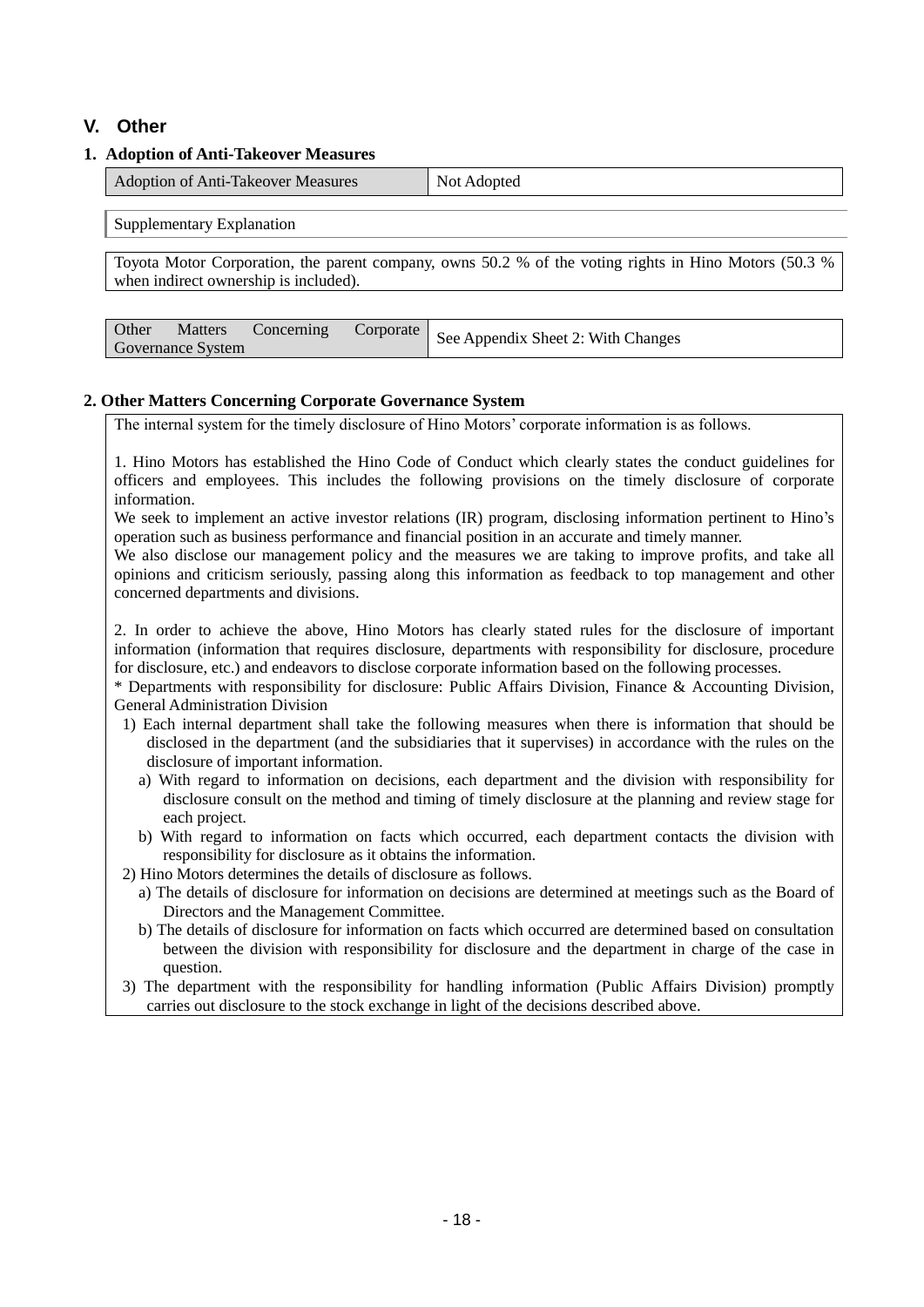## V. Other

### 1. Adoption of Anti-Takeover Measures

| Adoption of Anti-Takeover Measures | Not Adopted |
|---|---|

Supplementary Explanation

Toyota Motor Corporation, the parent company, owns 50.2 % of the voting rights in Hino Motors (50.3 % when indirect ownership is included).

| Other Matters Concerning Corporate Governance System | See Appendix Sheet 2: With Changes |
|---|---|

### 2. Other Matters Concerning Corporate Governance System

The internal system for the timely disclosure of Hino Motors' corporate information is as follows.

1. Hino Motors has established the Hino Code of Conduct which clearly states the conduct guidelines for officers and employees. This includes the following provisions on the timely disclosure of corporate information.
We seek to implement an active investor relations (IR) program, disclosing information pertinent to Hino's operation such as business performance and financial position in an accurate and timely manner.
We also disclose our management policy and the measures we are taking to improve profits, and take all opinions and criticism seriously, passing along this information as feedback to top management and other concerned departments and divisions.

2. In order to achieve the above, Hino Motors has clearly stated rules for the disclosure of important information (information that requires disclosure, departments with responsibility for disclosure, procedure for disclosure, etc.) and endeavors to disclose corporate information based on the following processes.
* Departments with responsibility for disclosure: Public Affairs Division, Finance & Accounting Division, General Administration Division

1) Each internal department shall take the following measures when there is information that should be disclosed in the department (and the subsidiaries that it supervises) in accordance with the rules on the disclosure of important information.
   a) With regard to information on decisions, each department and the division with responsibility for disclosure consult on the method and timing of timely disclosure at the planning and review stage for each project.
   b) With regard to information on facts which occurred, each department contacts the division with responsibility for disclosure as it obtains the information.
2) Hino Motors determines the details of disclosure as follows.
   a) The details of disclosure for information on decisions are determined at meetings such as the Board of Directors and the Management Committee.
   b) The details of disclosure for information on facts which occurred are determined based on consultation between the division with responsibility for disclosure and the department in charge of the case in question.
3) The department with the responsibility for handling information (Public Affairs Division) promptly carries out disclosure to the stock exchange in light of the decisions described above.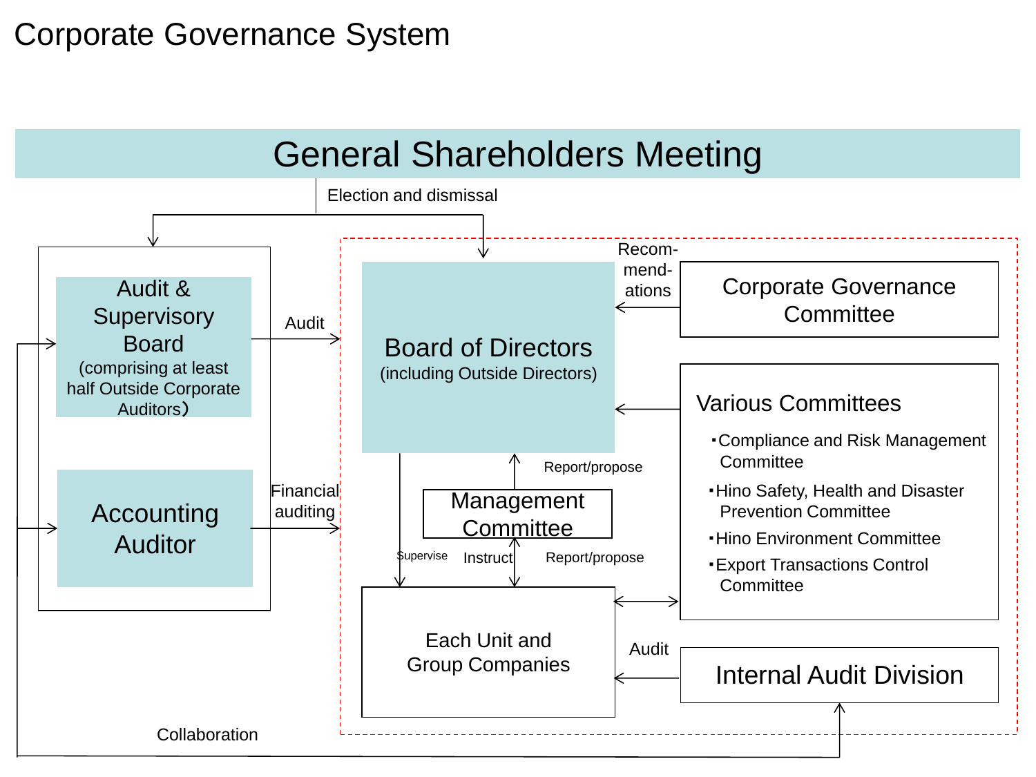# Corporate Governance System

General Shareholders Meeting

Election and dismissal

Audit & Supervisory Board
(comprising at least half Outside Corporate Auditors)

Accounting Auditor

Audit

Financial auditing

Board of Directors
(including Outside Directors)

Recom-mend-ations

Corporate Governance Committee

Various Committees
- Compliance and Risk Management Committee
- Hino Safety, Health and Disaster Prevention Committee
- Hino Environment Committee
- Export Transactions Control Committee

Report/propose

Management Committee

Supervise

Instruct

Report/propose

Each Unit and Group Companies

Audit

Internal Audit Division

Collaboration